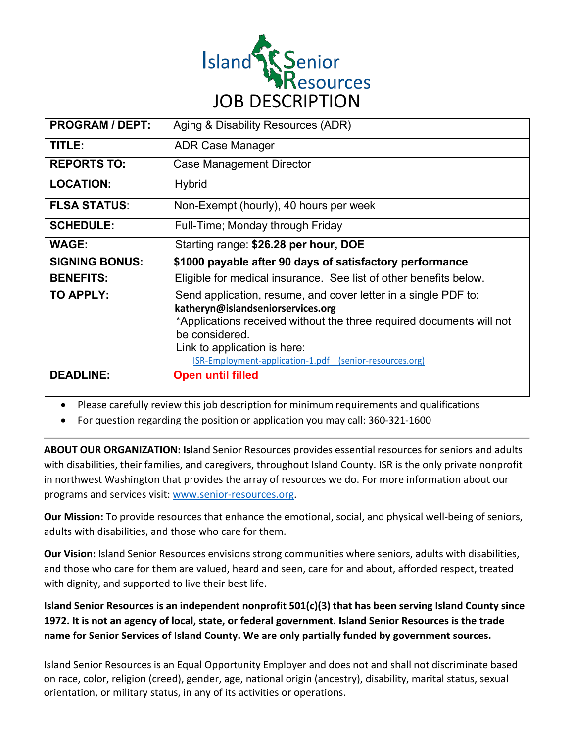# Island Senior Resources

# JOB DESCRIPTION

| | |
|---|---|
| **PROGRAM / DEPT:** | Aging & Disability Resources (ADR) |
| **TITLE:** | ADR Case Manager |
| **REPORTS TO:** | Case Management Director |
| **LOCATION:** | Hybrid |
| **FLSA STATUS:** | Non-Exempt (hourly), 40 hours per week |
| **SCHEDULE:** | Full-Time; Monday through Friday |
| **WAGE:** | Starting range: **$26.28 per hour, DOE** |
| **SIGNING BONUS:** | **$1000 payable after 90 days of satisfactory performance** |
| **BENEFITS:** | Eligible for medical insurance. See list of other benefits below. |
| **TO APPLY:** | Send application, resume, and cover letter in a single PDF to: **katheryn@islandseniorservices.org** *Applications received without the three required documents will not be considered. Link to application is here: [ISR-Employment-application-1.pdf (senior-resources.org)](senior-resources.org) |
| **DEADLINE:** | **Open until filled** |

- Please carefully review this job description for minimum requirements and qualifications
- For question regarding the position or application you may call: 360-321-1600

---

**ABOUT OUR ORGANIZATION:** Island Senior Resources provides essential resources for seniors and adults with disabilities, their families, and caregivers, throughout Island County. ISR is the only private nonprofit in northwest Washington that provides the array of resources we do. For more information about our programs and services visit: [www.senior-resources.org](www.senior-resources.org).

**Our Mission:** To provide resources that enhance the emotional, social, and physical well-being of seniors, adults with disabilities, and those who care for them.

**Our Vision:** Island Senior Resources envisions strong communities where seniors, adults with disabilities, and those who care for them are valued, heard and seen, care for and about, afforded respect, treated with dignity, and supported to live their best life.

**Island Senior Resources is an independent nonprofit 501(c)(3) that has been serving Island County since 1972. It is not an agency of local, state, or federal government. Island Senior Resources is the trade name for Senior Services of Island County. We are only partially funded by government sources.**

Island Senior Resources is an Equal Opportunity Employer and does not and shall not discriminate based on race, color, religion (creed), gender, age, national origin (ancestry), disability, marital status, sexual orientation, or military status, in any of its activities or operations.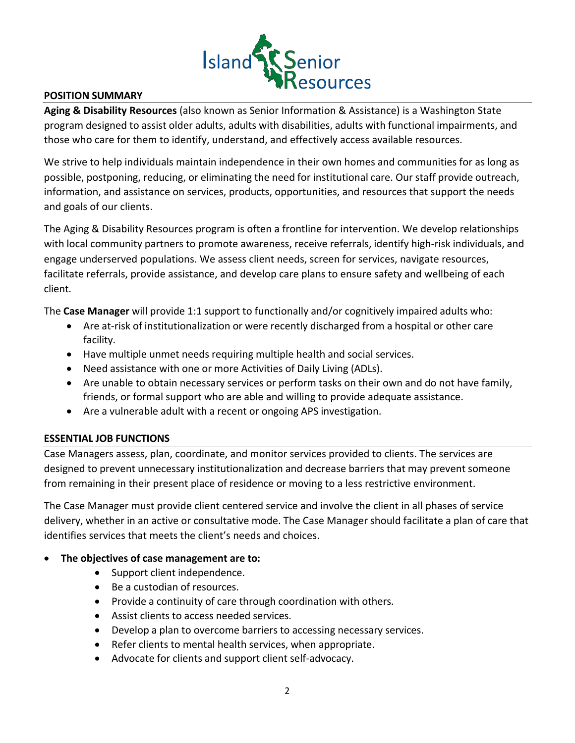## POSITION SUMMARY

**Aging & Disability Resources** (also known as Senior Information & Assistance) is a Washington State program designed to assist older adults, adults with disabilities, adults with functional impairments, and those who care for them to identify, understand, and effectively access available resources.

We strive to help individuals maintain independence in their own homes and communities for as long as possible, postponing, reducing, or eliminating the need for institutional care. Our staff provide outreach, information, and assistance on services, products, opportunities, and resources that support the needs and goals of our clients.

The Aging & Disability Resources program is often a frontline for intervention. We develop relationships with local community partners to promote awareness, receive referrals, identify high-risk individuals, and engage underserved populations. We assess client needs, screen for services, navigate resources, facilitate referrals, provide assistance, and develop care plans to ensure safety and wellbeing of each client.

The **Case Manager** will provide 1:1 support to functionally and/or cognitively impaired adults who:

- Are at-risk of institutionalization or were recently discharged from a hospital or other care facility.
- Have multiple unmet needs requiring multiple health and social services.
- Need assistance with one or more Activities of Daily Living (ADLs).
- Are unable to obtain necessary services or perform tasks on their own and do not have family, friends, or formal support who are able and willing to provide adequate assistance.
- Are a vulnerable adult with a recent or ongoing APS investigation.

## ESSENTIAL JOB FUNCTIONS

Case Managers assess, plan, coordinate, and monitor services provided to clients. The services are designed to prevent unnecessary institutionalization and decrease barriers that may prevent someone from remaining in their present place of residence or moving to a less restrictive environment.

The Case Manager must provide client centered service and involve the client in all phases of service delivery, whether in an active or consultative mode. The Case Manager should facilitate a plan of care that identifies services that meets the client's needs and choices.

- **The objectives of case management are to:**
  - Support client independence.
  - Be a custodian of resources.
  - Provide a continuity of care through coordination with others.
  - Assist clients to access needed services.
  - Develop a plan to overcome barriers to accessing necessary services.
  - Refer clients to mental health services, when appropriate.
  - Advocate for clients and support client self-advocacy.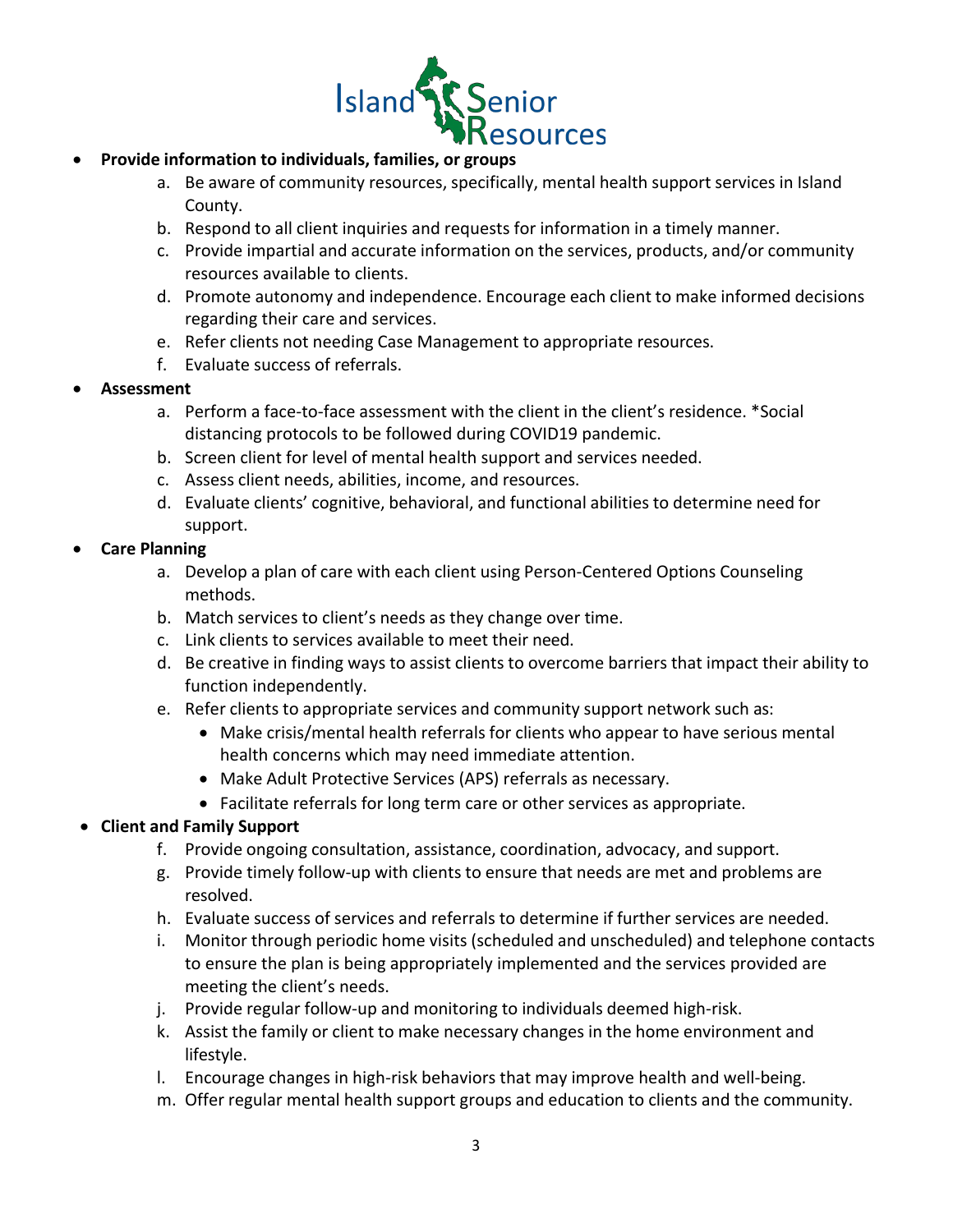- **Provide information to individuals, families, or groups**
    a. Be aware of community resources, specifically, mental health support services in Island County.
    b. Respond to all client inquiries and requests for information in a timely manner.
    c. Provide impartial and accurate information on the services, products, and/or community resources available to clients.
    d. Promote autonomy and independence. Encourage each client to make informed decisions regarding their care and services.
    e. Refer clients not needing Case Management to appropriate resources.
    f. Evaluate success of referrals.
- **Assessment**
    a. Perform a face-to-face assessment with the client in the client's residence. *Social distancing protocols to be followed during COVID19 pandemic.
    b. Screen client for level of mental health support and services needed.
    c. Assess client needs, abilities, income, and resources.
    d. Evaluate clients' cognitive, behavioral, and functional abilities to determine need for support.
- **Care Planning**
    a. Develop a plan of care with each client using Person-Centered Options Counseling methods.
    b. Match services to client's needs as they change over time.
    c. Link clients to services available to meet their need.
    d. Be creative in finding ways to assist clients to overcome barriers that impact their ability to function independently.
    e. Refer clients to appropriate services and community support network such as:
        - Make crisis/mental health referrals for clients who appear to have serious mental health concerns which may need immediate attention.
        - Make Adult Protective Services (APS) referrals as necessary.
        - Facilitate referrals for long term care or other services as appropriate.
- **Client and Family Support**
    f. Provide ongoing consultation, assistance, coordination, advocacy, and support.
    g. Provide timely follow-up with clients to ensure that needs are met and problems are resolved.
    h. Evaluate success of services and referrals to determine if further services are needed.
    i. Monitor through periodic home visits (scheduled and unscheduled) and telephone contacts to ensure the plan is being appropriately implemented and the services provided are meeting the client's needs.
    j. Provide regular follow-up and monitoring to individuals deemed high-risk.
    k. Assist the family or client to make necessary changes in the home environment and lifestyle.
    l. Encourage changes in high-risk behaviors that may improve health and well-being.
    m. Offer regular mental health support groups and education to clients and the community.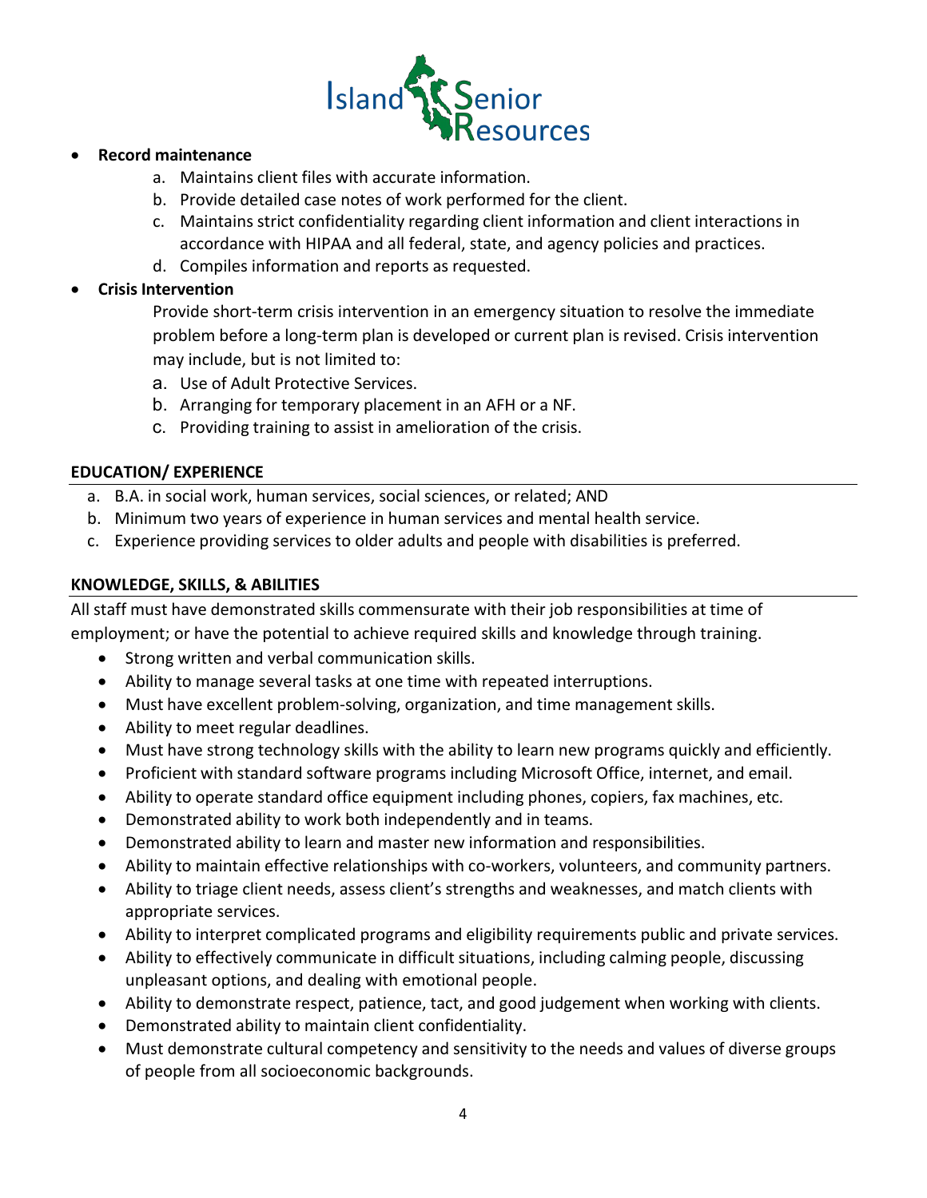- **Record maintenance**
    a. Maintains client files with accurate information.
    b. Provide detailed case notes of work performed for the client.
    c. Maintains strict confidentiality regarding client information and client interactions in accordance with HIPAA and all federal, state, and agency policies and practices.
    d. Compiles information and reports as requested.
- **Crisis Intervention**

    Provide short-term crisis intervention in an emergency situation to resolve the immediate problem before a long-term plan is developed or current plan is revised. Crisis intervention may include, but is not limited to:

    a. Use of Adult Protective Services.
    b. Arranging for temporary placement in an AFH or a NF.
    c. Providing training to assist in amelioration of the crisis.

## EDUCATION/ EXPERIENCE

a. B.A. in social work, human services, social sciences, or related; AND
b. Minimum two years of experience in human services and mental health service.
c. Experience providing services to older adults and people with disabilities is preferred.

## KNOWLEDGE, SKILLS, & ABILITIES

All staff must have demonstrated skills commensurate with their job responsibilities at time of employment; or have the potential to achieve required skills and knowledge through training.

- Strong written and verbal communication skills.
- Ability to manage several tasks at one time with repeated interruptions.
- Must have excellent problem-solving, organization, and time management skills.
- Ability to meet regular deadlines.
- Must have strong technology skills with the ability to learn new programs quickly and efficiently.
- Proficient with standard software programs including Microsoft Office, internet, and email.
- Ability to operate standard office equipment including phones, copiers, fax machines, etc.
- Demonstrated ability to work both independently and in teams.
- Demonstrated ability to learn and master new information and responsibilities.
- Ability to maintain effective relationships with co-workers, volunteers, and community partners.
- Ability to triage client needs, assess client's strengths and weaknesses, and match clients with appropriate services.
- Ability to interpret complicated programs and eligibility requirements public and private services.
- Ability to effectively communicate in difficult situations, including calming people, discussing unpleasant options, and dealing with emotional people.
- Ability to demonstrate respect, patience, tact, and good judgement when working with clients.
- Demonstrated ability to maintain client confidentiality.
- Must demonstrate cultural competency and sensitivity to the needs and values of diverse groups of people from all socioeconomic backgrounds.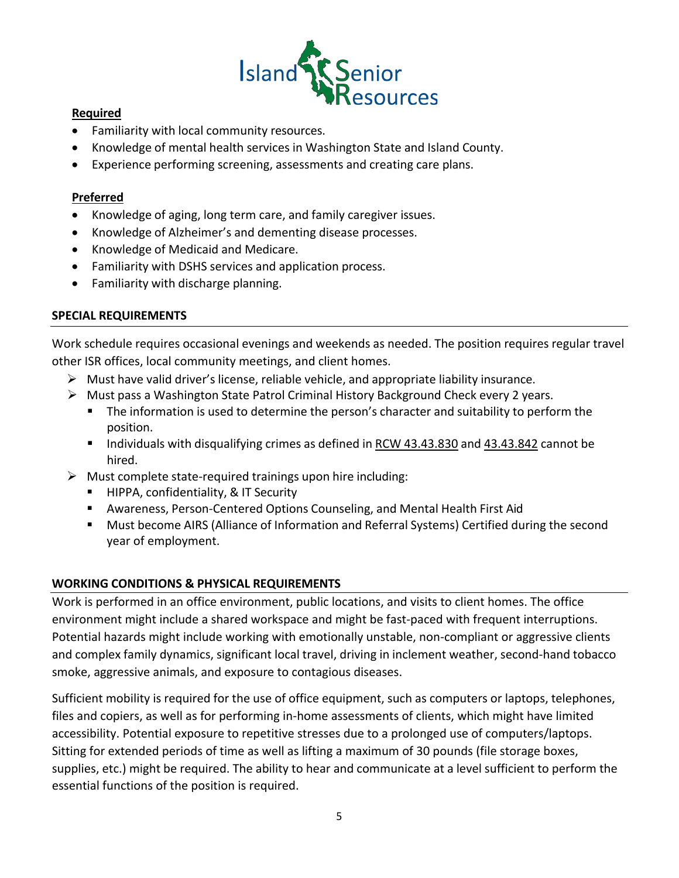**Required**

- Familiarity with local community resources.
- Knowledge of mental health services in Washington State and Island County.
- Experience performing screening, assessments and creating care plans.

**Preferred**

- Knowledge of aging, long term care, and family caregiver issues.
- Knowledge of Alzheimer's and dementing disease processes.
- Knowledge of Medicaid and Medicare.
- Familiarity with DSHS services and application process.
- Familiarity with discharge planning.

## SPECIAL REQUIREMENTS

Work schedule requires occasional evenings and weekends as needed. The position requires regular travel other ISR offices, local community meetings, and client homes.

- Must have valid driver's license, reliable vehicle, and appropriate liability insurance.
- Must pass a Washington State Patrol Criminal History Background Check every 2 years.
  - The information is used to determine the person's character and suitability to perform the position.
  - Individuals with disqualifying crimes as defined in RCW 43.43.830 and 43.43.842 cannot be hired.
- Must complete state-required trainings upon hire including:
  - HIPPA, confidentiality, & IT Security
  - Awareness, Person-Centered Options Counseling, and Mental Health First Aid
  - Must become AIRS (Alliance of Information and Referral Systems) Certified during the second year of employment.

## WORKING CONDITIONS & PHYSICAL REQUIREMENTS

Work is performed in an office environment, public locations, and visits to client homes. The office environment might include a shared workspace and might be fast-paced with frequent interruptions. Potential hazards might include working with emotionally unstable, non-compliant or aggressive clients and complex family dynamics, significant local travel, driving in inclement weather, second-hand tobacco smoke, aggressive animals, and exposure to contagious diseases.

Sufficient mobility is required for the use of office equipment, such as computers or laptops, telephones, files and copiers, as well as for performing in-home assessments of clients, which might have limited accessibility. Potential exposure to repetitive stresses due to a prolonged use of computers/laptops. Sitting for extended periods of time as well as lifting a maximum of 30 pounds (file storage boxes, supplies, etc.) might be required. The ability to hear and communicate at a level sufficient to perform the essential functions of the position is required.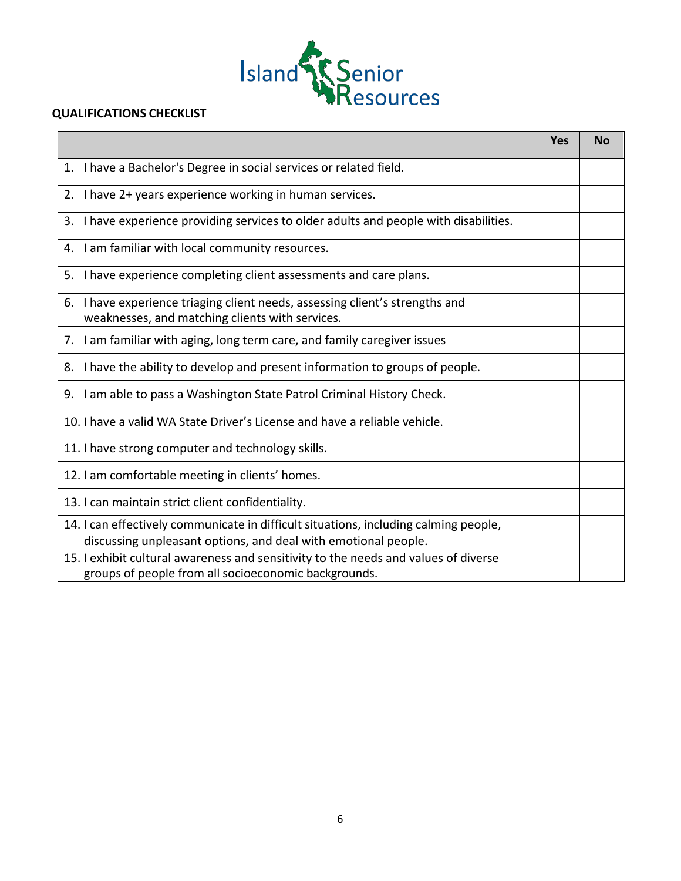Island Senior Resources

**QUALIFICATIONS CHECKLIST**

| | Yes | No |
|---|---|---|
| 1. I have a Bachelor's Degree in social services or related field. | | |
| 2. I have 2+ years experience working in human services. | | |
| 3. I have experience providing services to older adults and people with disabilities. | | |
| 4. I am familiar with local community resources. | | |
| 5. I have experience completing client assessments and care plans. | | |
| 6. I have experience triaging client needs, assessing client's strengths and weaknesses, and matching clients with services. | | |
| 7. I am familiar with aging, long term care, and family caregiver issues | | |
| 8. I have the ability to develop and present information to groups of people. | | |
| 9. I am able to pass a Washington State Patrol Criminal History Check. | | |
| 10. I have a valid WA State Driver's License and have a reliable vehicle. | | |
| 11. I have strong computer and technology skills. | | |
| 12. I am comfortable meeting in clients' homes. | | |
| 13. I can maintain strict client confidentiality. | | |
| 14. I can effectively communicate in difficult situations, including calming people, discussing unpleasant options, and deal with emotional people. | | |
| 15. I exhibit cultural awareness and sensitivity to the needs and values of diverse groups of people from all socioeconomic backgrounds. | | |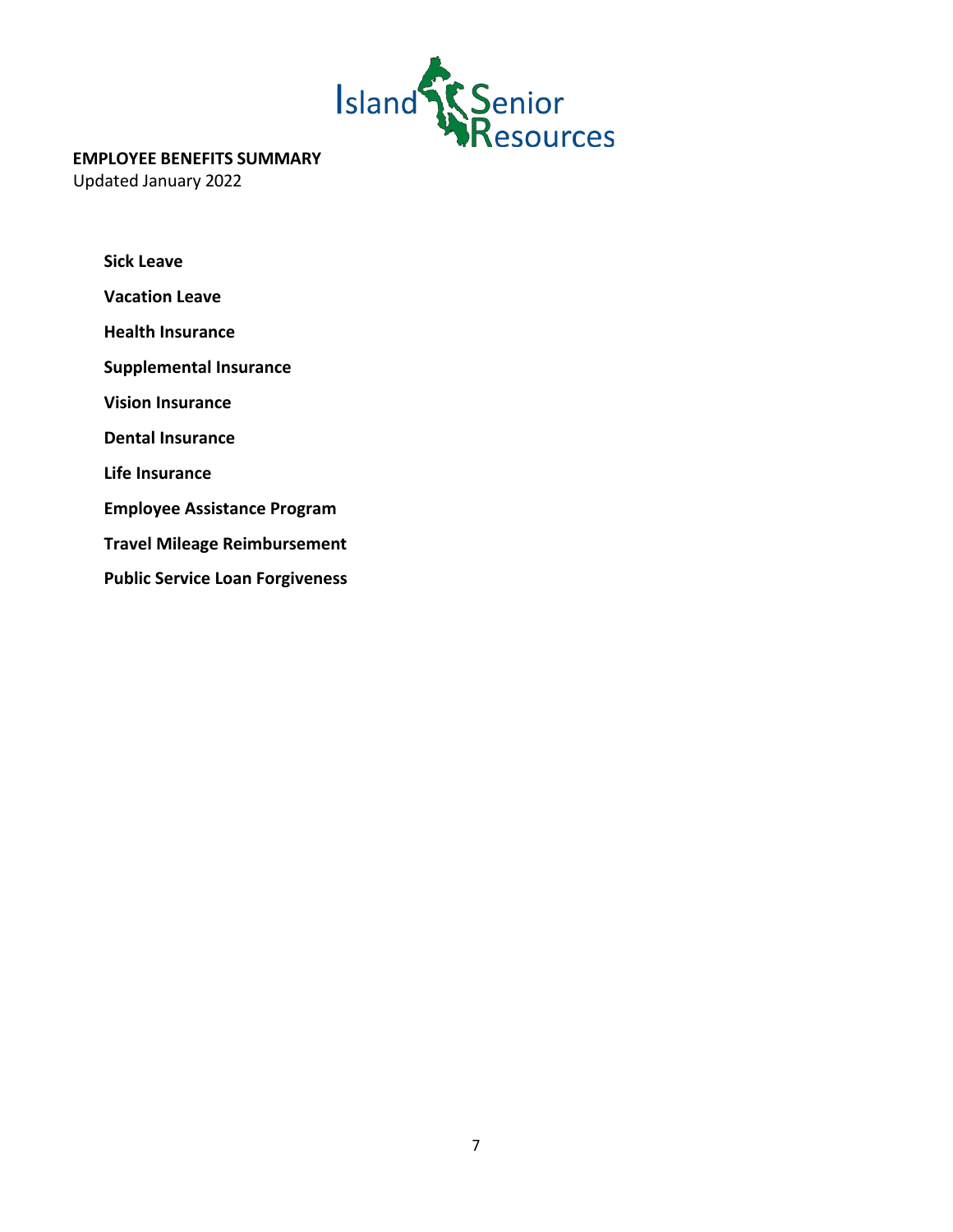Island Senior Resources

**EMPLOYEE BENEFITS SUMMARY**

Updated January 2022

**Sick Leave**

**Vacation Leave**

**Health Insurance**

**Supplemental Insurance**

**Vision Insurance**

**Dental Insurance**

**Life Insurance**

**Employee Assistance Program**

**Travel Mileage Reimbursement**

**Public Service Loan Forgiveness**